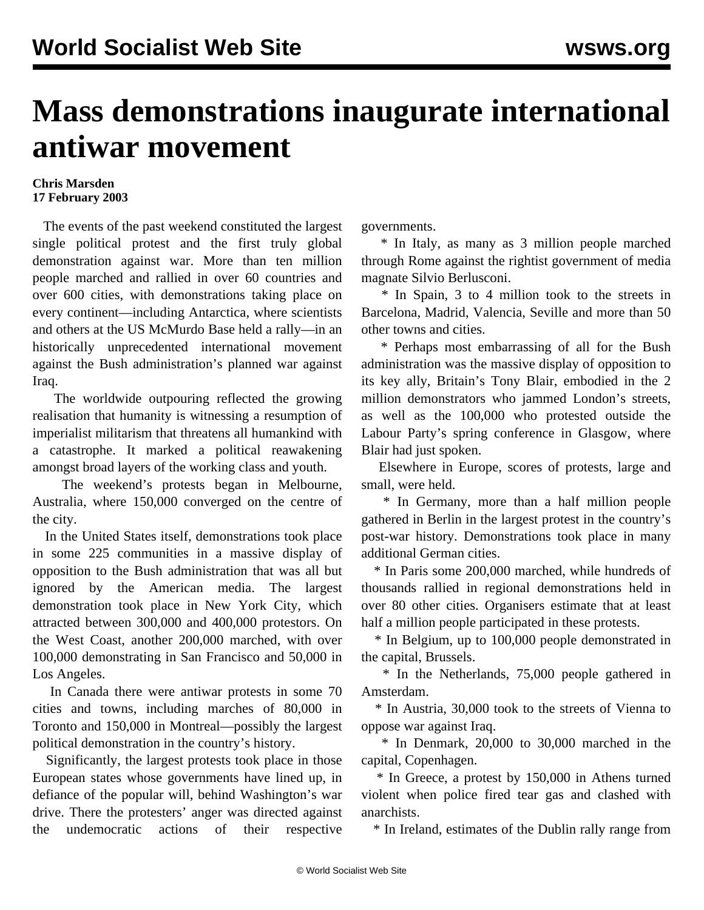# Mass demonstrations inaugurate international antiwar movement

**Chris Marsden**
**17 February 2003**

The events of the past weekend constituted the largest single political protest and the first truly global demonstration against war. More than ten million people marched and rallied in over 60 countries and over 600 cities, with demonstrations taking place on every continent—including Antarctica, where scientists and others at the US McMurdo Base held a rally—in an historically unprecedented international movement against the Bush administration's planned war against Iraq.

The worldwide outpouring reflected the growing realisation that humanity is witnessing a resumption of imperialist militarism that threatens all humankind with a catastrophe. It marked a political reawakening amongst broad layers of the working class and youth.

The weekend's protests began in Melbourne, Australia, where 150,000 converged on the centre of the city.

In the United States itself, demonstrations took place in some 225 communities in a massive display of opposition to the Bush administration that was all but ignored by the American media. The largest demonstration took place in New York City, which attracted between 300,000 and 400,000 protestors. On the West Coast, another 200,000 marched, with over 100,000 demonstrating in San Francisco and 50,000 in Los Angeles.

In Canada there were antiwar protests in some 70 cities and towns, including marches of 80,000 in Toronto and 150,000 in Montreal—possibly the largest political demonstration in the country's history.

Significantly, the largest protests took place in those European states whose governments have lined up, in defiance of the popular will, behind Washington's war drive. There the protesters' anger was directed against the undemocratic actions of their respective governments.

* In Italy, as many as 3 million people marched through Rome against the rightist government of media magnate Silvio Berlusconi.

* In Spain, 3 to 4 million took to the streets in Barcelona, Madrid, Valencia, Seville and more than 50 other towns and cities.

* Perhaps most embarrassing of all for the Bush administration was the massive display of opposition to its key ally, Britain's Tony Blair, embodied in the 2 million demonstrators who jammed London's streets, as well as the 100,000 who protested outside the Labour Party's spring conference in Glasgow, where Blair had just spoken.

Elsewhere in Europe, scores of protests, large and small, were held.

* In Germany, more than a half million people gathered in Berlin in the largest protest in the country's post-war history. Demonstrations took place in many additional German cities.

* In Paris some 200,000 marched, while hundreds of thousands rallied in regional demonstrations held in over 80 other cities. Organisers estimate that at least half a million people participated in these protests.

* In Belgium, up to 100,000 people demonstrated in the capital, Brussels.

* In the Netherlands, 75,000 people gathered in Amsterdam.

* In Austria, 30,000 took to the streets of Vienna to oppose war against Iraq.

* In Denmark, 20,000 to 30,000 marched in the capital, Copenhagen.

* In Greece, a protest by 150,000 in Athens turned violent when police fired tear gas and clashed with anarchists.

* In Ireland, estimates of the Dublin rally range from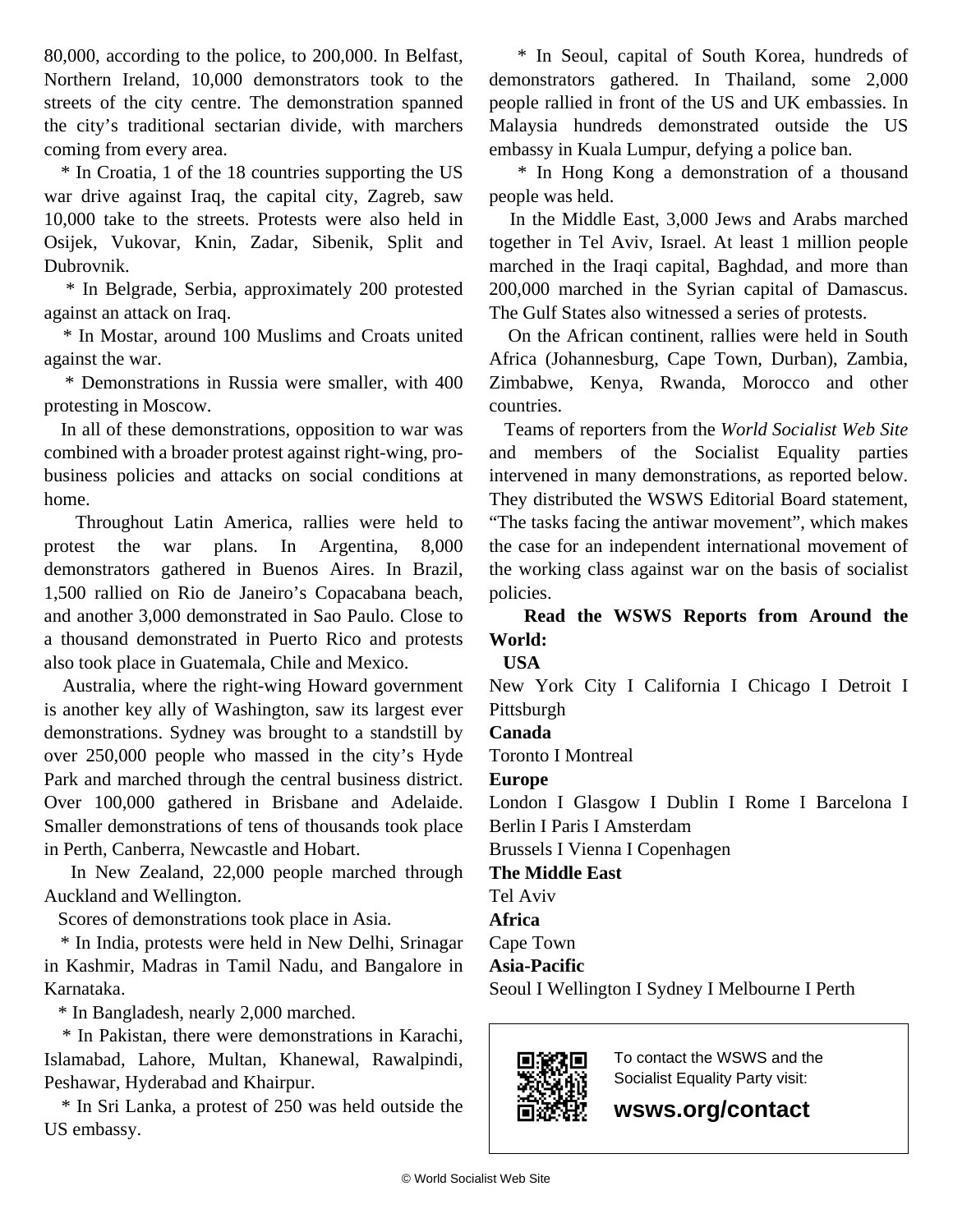80,000, according to the police, to 200,000. In Belfast, Northern Ireland, 10,000 demonstrators took to the streets of the city centre. The demonstration spanned the city's traditional sectarian divide, with marchers coming from every area.

* In Croatia, 1 of the 18 countries supporting the US war drive against Iraq, the capital city, Zagreb, saw 10,000 take to the streets. Protests were also held in Osijek, Vukovar, Knin, Zadar, Sibenik, Split and Dubrovnik.

* In Belgrade, Serbia, approximately 200 protested against an attack on Iraq.

* In Mostar, around 100 Muslims and Croats united against the war.

* Demonstrations in Russia were smaller, with 400 protesting in Moscow.

In all of these demonstrations, opposition to war was combined with a broader protest against right-wing, pro-business policies and attacks on social conditions at home.

Throughout Latin America, rallies were held to protest the war plans. In Argentina, 8,000 demonstrators gathered in Buenos Aires. In Brazil, 1,500 rallied on Rio de Janeiro's Copacabana beach, and another 3,000 demonstrated in Sao Paulo. Close to a thousand demonstrated in Puerto Rico and protests also took place in Guatemala, Chile and Mexico.

Australia, where the right-wing Howard government is another key ally of Washington, saw its largest ever demonstrations. Sydney was brought to a standstill by over 250,000 people who massed in the city's Hyde Park and marched through the central business district. Over 100,000 gathered in Brisbane and Adelaide. Smaller demonstrations of tens of thousands took place in Perth, Canberra, Newcastle and Hobart.

In New Zealand, 22,000 people marched through Auckland and Wellington.

Scores of demonstrations took place in Asia.

* In India, protests were held in New Delhi, Srinagar in Kashmir, Madras in Tamil Nadu, and Bangalore in Karnataka.

* In Bangladesh, nearly 2,000 marched.

* In Pakistan, there were demonstrations in Karachi, Islamabad, Lahore, Multan, Khanewal, Rawalpindi, Peshawar, Hyderabad and Khairpur.

* In Sri Lanka, a protest of 250 was held outside the US embassy.

* In Seoul, capital of South Korea, hundreds of demonstrators gathered. In Thailand, some 2,000 people rallied in front of the US and UK embassies. In Malaysia hundreds demonstrated outside the US embassy in Kuala Lumpur, defying a police ban.

* In Hong Kong a demonstration of a thousand people was held.

In the Middle East, 3,000 Jews and Arabs marched together in Tel Aviv, Israel. At least 1 million people marched in the Iraqi capital, Baghdad, and more than 200,000 marched in the Syrian capital of Damascus. The Gulf States also witnessed a series of protests.

On the African continent, rallies were held in South Africa (Johannesburg, Cape Town, Durban), Zambia, Zimbabwe, Kenya, Rwanda, Morocco and other countries.

Teams of reporters from the *World Socialist Web Site* and members of the Socialist Equality parties intervened in many demonstrations, as reported below. They distributed the WSWS Editorial Board statement, "The tasks facing the antiwar movement", which makes the case for an independent international movement of the working class against war on the basis of socialist policies.

**Read the WSWS Reports from Around the World:**

**USA**

New York City I California I Chicago I Detroit I Pittsburgh

**Canada**

Toronto I Montreal

**Europe**

London I Glasgow I Dublin I Rome I Barcelona I Berlin I Paris I Amsterdam

Brussels I Vienna I Copenhagen

**The Middle East**

Tel Aviv

**Africa**

Cape Town

**Asia-Pacific**

Seoul I Wellington I Sydney I Melbourne I Perth

To contact the WSWS and the Socialist Equality Party visit:

**wsws.org/contact**